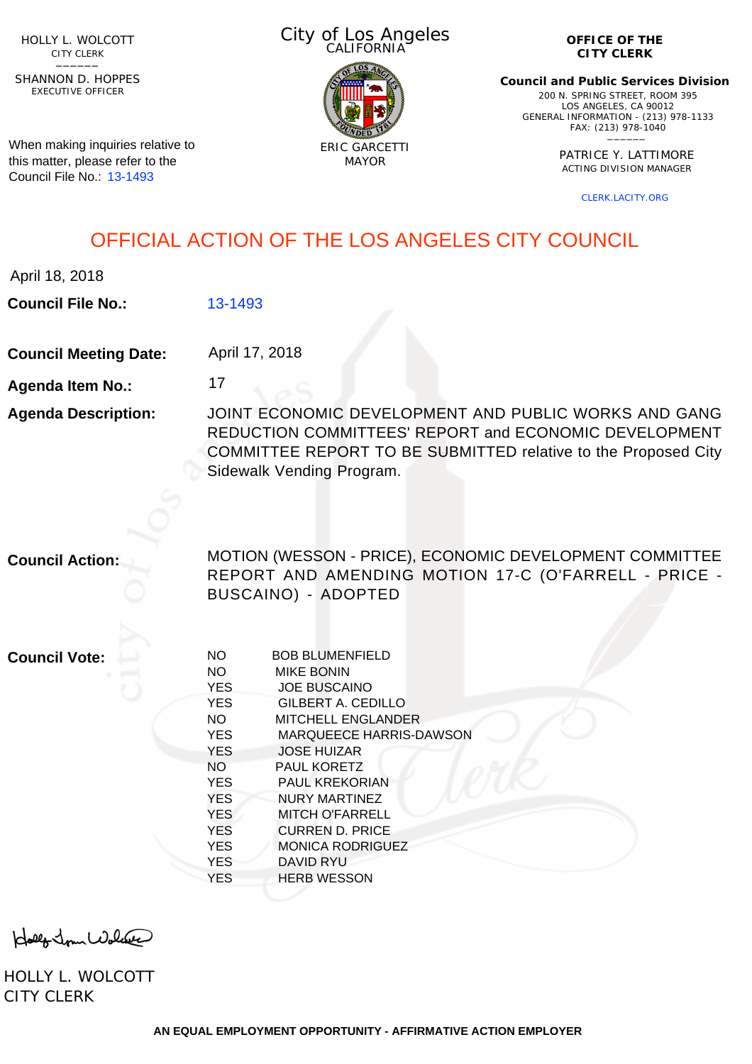HOLLY L. WOLCOTT
CITY CLERK

SHANNON D. HOPPES
EXECUTIVE OFFICER

When making inquiries relative to this matter, please refer to the Council File No.: 13-1493

City of Los Angeles
CALIFORNIA

ERIC GARCETTI
MAYOR

**OFFICE OF THE CITY CLERK**

**Council and Public Services Division**
200 N. SPRING STREET, ROOM 395
LOS ANGELES, CA 90012
GENERAL INFORMATION - (213) 978-1133
FAX: (213) 978-1040

PATRICE Y. LATTIMORE
ACTING DIVISION MANAGER

CLERK.LACITY.ORG

# OFFICIAL ACTION OF THE LOS ANGELES CITY COUNCIL

April 18, 2018

**Council File No.:** 13-1493

**Council Meeting Date:** April 17, 2018

**Agenda Item No.:** 17

**Agenda Description:** JOINT ECONOMIC DEVELOPMENT AND PUBLIC WORKS AND GANG REDUCTION COMMITTEES' REPORT and ECONOMIC DEVELOPMENT COMMITTEE REPORT TO BE SUBMITTED relative to the Proposed City Sidewalk Vending Program.

**Council Action:** MOTION (WESSON - PRICE), ECONOMIC DEVELOPMENT COMMITTEE REPORT AND AMENDING MOTION 17-C (O'FARRELL - PRICE - BUSCAINO) - ADOPTED

**Council Vote:**

| | |
|---|---|
| NO | BOB BLUMENFIELD |
| NO | MIKE BONIN |
| YES | JOE BUSCAINO |
| YES | GILBERT A. CEDILLO |
| NO | MITCHELL ENGLANDER |
| YES | MARQUEECE HARRIS-DAWSON |
| YES | JOSE HUIZAR |
| NO | PAUL KORETZ |
| YES | PAUL KREKORIAN |
| YES | NURY MARTINEZ |
| YES | MITCH O'FARRELL |
| YES | CURREN D. PRICE |
| YES | MONICA RODRIGUEZ |
| YES | DAVID RYU |
| YES | HERB WESSON |

HOLLY L. WOLCOTT
CITY CLERK

**AN EQUAL EMPLOYMENT OPPORTUNITY - AFFIRMATIVE ACTION EMPLOYER**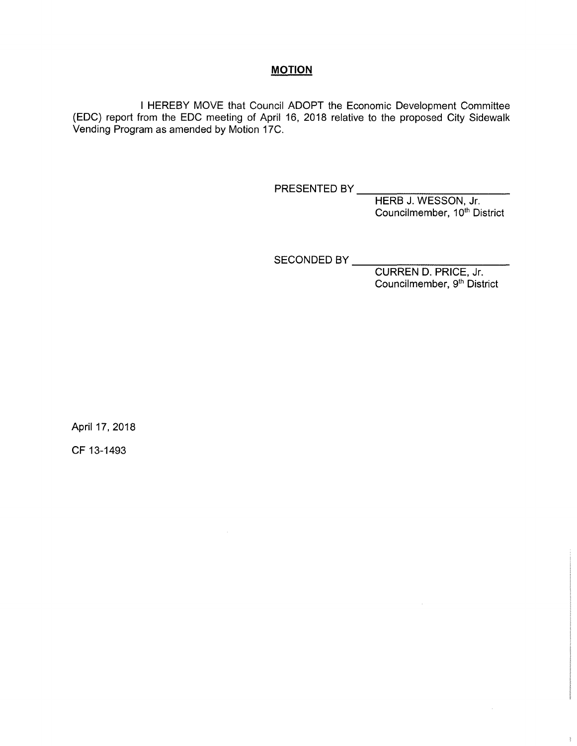# **MOTION**

I HEREBY MOVE that Council ADOPT the Economic Development Committee (EDC) report from the EDC meeting of April 16, 2018 relative to the proposed City Sidewalk Vending Program as amended by Motion 17C.

PRESENTED BY \_\_\_\_\_\_\_\_\_\_\_\_\_\_\_\_\_\_\_\_\_\_\_\_
HERB J. WESSON, Jr.
Councilmember, 10th District

SECONDED BY \_\_\_\_\_\_\_\_\_\_\_\_\_\_\_\_\_\_\_\_\_\_\_\_
CURREN D. PRICE, Jr.
Councilmember, 9th District

April 17, 2018

CF 13-1493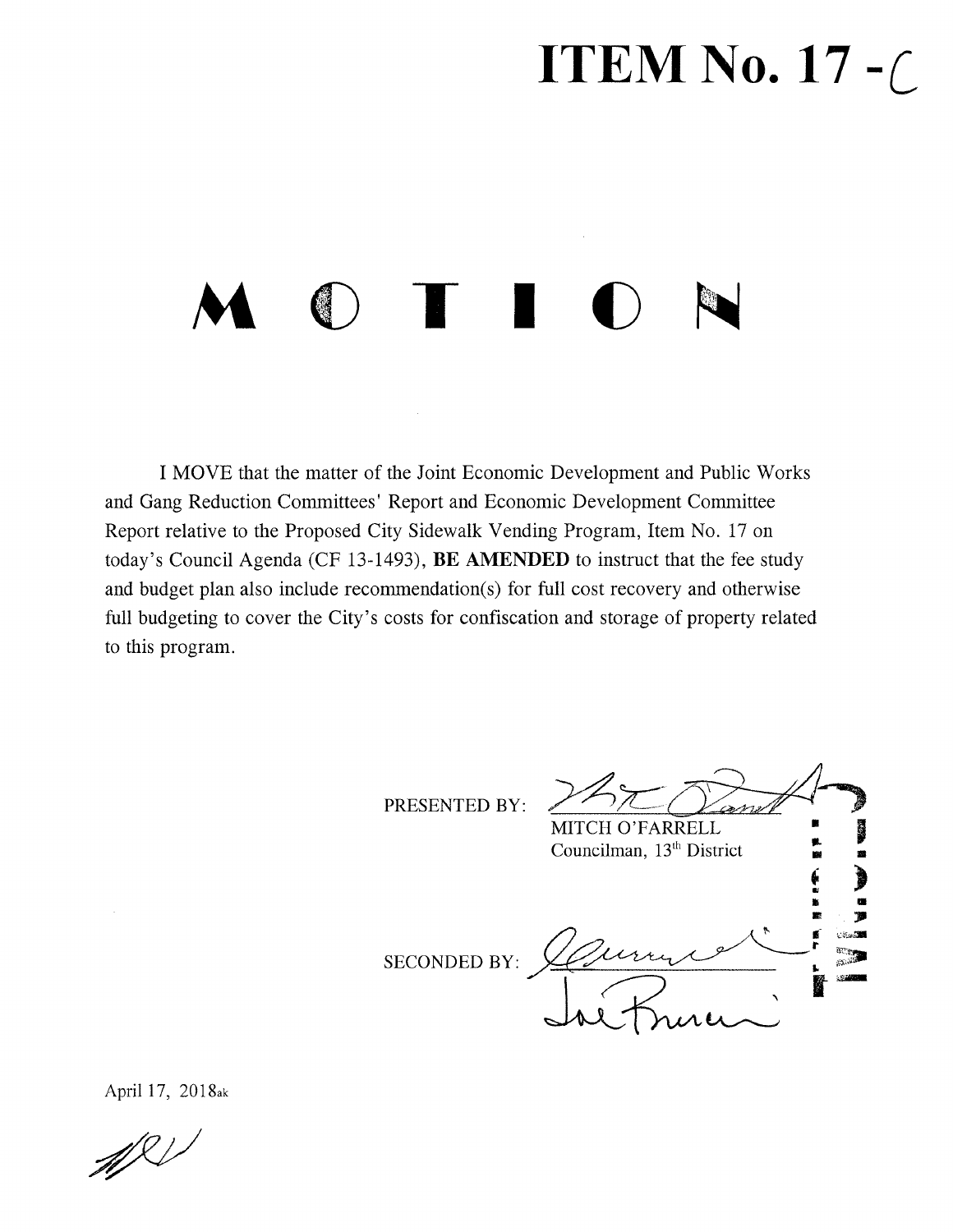# ITEM No. 17 -C

# M O T I O N

I MOVE that the matter of the Joint Economic Development and Public Works and Gang Reduction Committees' Report and Economic Development Committee Report relative to the Proposed City Sidewalk Vending Program, Item No. 17 on today's Council Agenda (CF 13-1493), **BE AMENDED** to instruct that the fee study and budget plan also include recommendation(s) for full cost recovery and otherwise full budgeting to cover the City's costs for confiscation and storage of property related to this program.

PRESENTED BY: ______________________
MITCH O'FARRELL
Councilman, 13th District

SECONDED BY: ______________________

April 17, 2018ak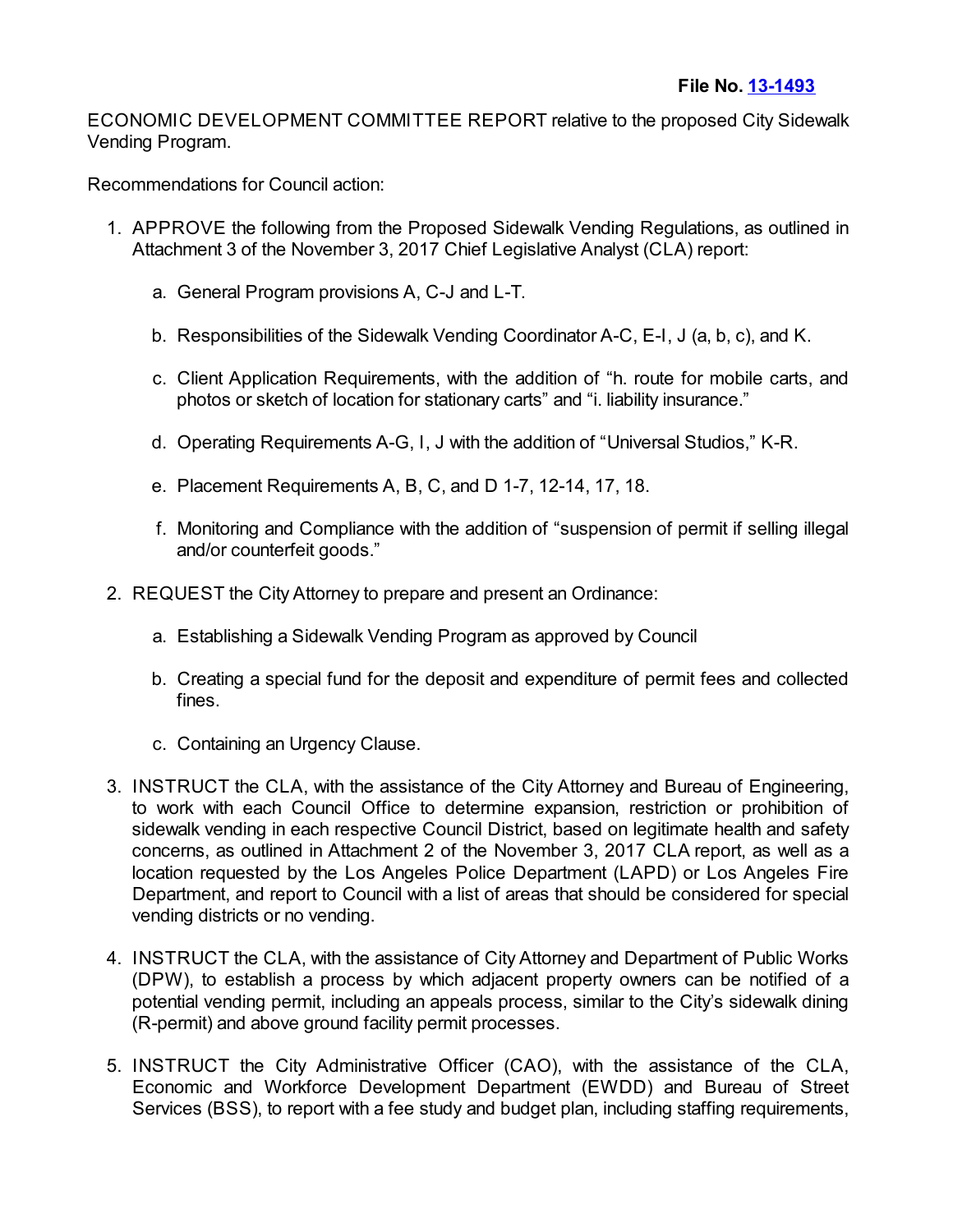**File No. [13-1493](13-1493)**

ECONOMIC DEVELOPMENT COMMITTEE REPORT relative to the proposed City Sidewalk Vending Program.

Recommendations for Council action:

1. APPROVE the following from the Proposed Sidewalk Vending Regulations, as outlined in Attachment 3 of the November 3, 2017 Chief Legislative Analyst (CLA) report:

   a. General Program provisions A, C-J and L-T.

   b. Responsibilities of the Sidewalk Vending Coordinator A-C, E-I, J (a, b, c), and K.

   c. Client Application Requirements, with the addition of "h. route for mobile carts, and photos or sketch of location for stationary carts" and "i. liability insurance."

   d. Operating Requirements A-G, I, J with the addition of "Universal Studios," K-R.

   e. Placement Requirements A, B, C, and D 1-7, 12-14, 17, 18.

   f. Monitoring and Compliance with the addition of "suspension of permit if selling illegal and/or counterfeit goods."

2. REQUEST the City Attorney to prepare and present an Ordinance:

   a. Establishing a Sidewalk Vending Program as approved by Council

   b. Creating a special fund for the deposit and expenditure of permit fees and collected fines.

   c. Containing an Urgency Clause.

3. INSTRUCT the CLA, with the assistance of the City Attorney and Bureau of Engineering, to work with each Council Office to determine expansion, restriction or prohibition of sidewalk vending in each respective Council District, based on legitimate health and safety concerns, as outlined in Attachment 2 of the November 3, 2017 CLA report, as well as a location requested by the Los Angeles Police Department (LAPD) or Los Angeles Fire Department, and report to Council with a list of areas that should be considered for special vending districts or no vending.

4. INSTRUCT the CLA, with the assistance of City Attorney and Department of Public Works (DPW), to establish a process by which adjacent property owners can be notified of a potential vending permit, including an appeals process, similar to the City's sidewalk dining (R-permit) and above ground facility permit processes.

5. INSTRUCT the City Administrative Officer (CAO), with the assistance of the CLA, Economic and Workforce Development Department (EWDD) and Bureau of Street Services (BSS), to report with a fee study and budget plan, including staffing requirements,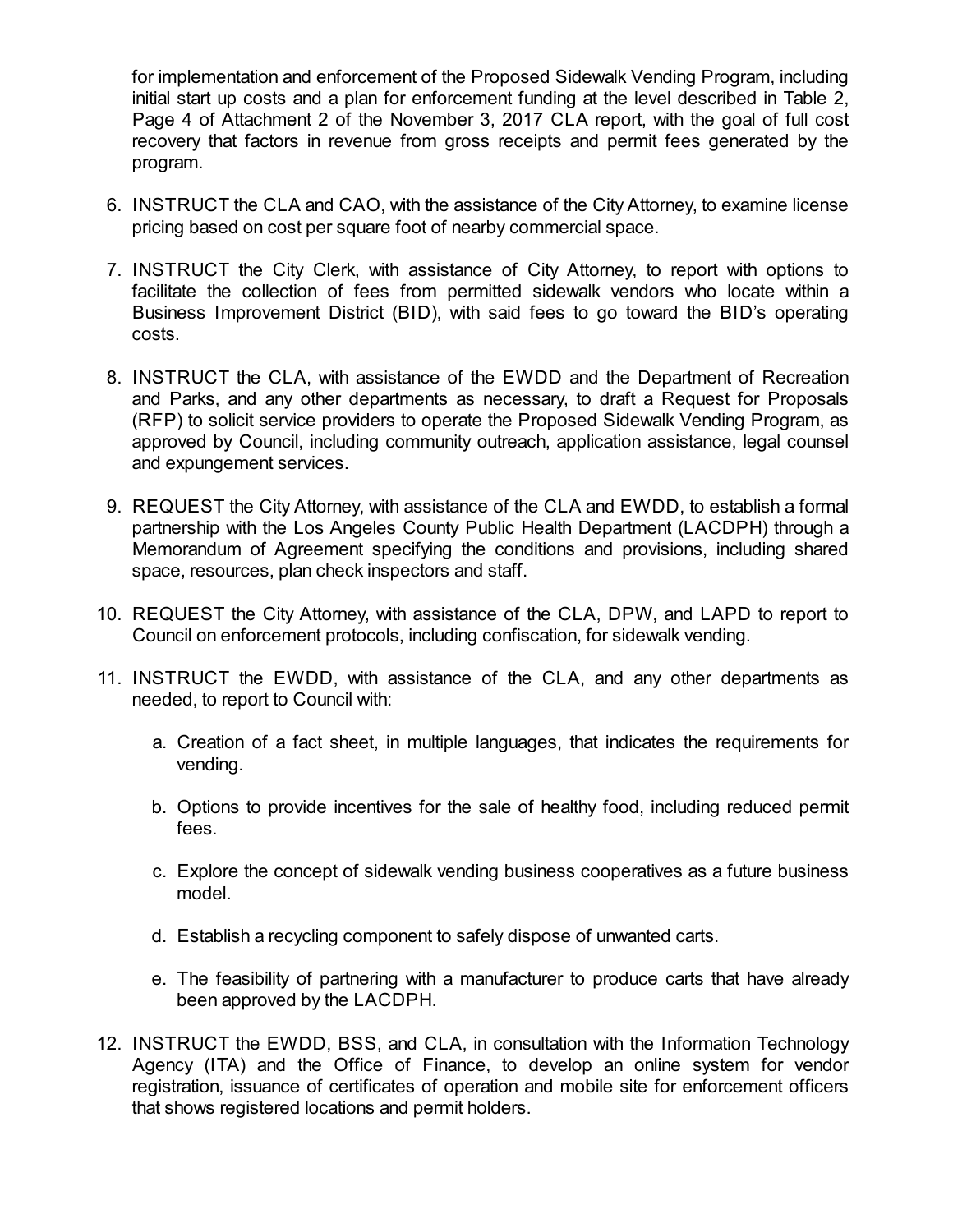for implementation and enforcement of the Proposed Sidewalk Vending Program, including initial start up costs and a plan for enforcement funding at the level described in Table 2, Page 4 of Attachment 2 of the November 3, 2017 CLA report, with the goal of full cost recovery that factors in revenue from gross receipts and permit fees generated by the program.

6. INSTRUCT the CLA and CAO, with the assistance of the City Attorney, to examine license pricing based on cost per square foot of nearby commercial space.

7. INSTRUCT the City Clerk, with assistance of City Attorney, to report with options to facilitate the collection of fees from permitted sidewalk vendors who locate within a Business Improvement District (BID), with said fees to go toward the BID's operating costs.

8. INSTRUCT the CLA, with assistance of the EWDD and the Department of Recreation and Parks, and any other departments as necessary, to draft a Request for Proposals (RFP) to solicit service providers to operate the Proposed Sidewalk Vending Program, as approved by Council, including community outreach, application assistance, legal counsel and expungement services.

9. REQUEST the City Attorney, with assistance of the CLA and EWDD, to establish a formal partnership with the Los Angeles County Public Health Department (LACDPH) through a Memorandum of Agreement specifying the conditions and provisions, including shared space, resources, plan check inspectors and staff.

10. REQUEST the City Attorney, with assistance of the CLA, DPW, and LAPD to report to Council on enforcement protocols, including confiscation, for sidewalk vending.

11. INSTRUCT the EWDD, with assistance of the CLA, and any other departments as needed, to report to Council with:

    a. Creation of a fact sheet, in multiple languages, that indicates the requirements for vending.

    b. Options to provide incentives for the sale of healthy food, including reduced permit fees.

    c. Explore the concept of sidewalk vending business cooperatives as a future business model.

    d. Establish a recycling component to safely dispose of unwanted carts.

    e. The feasibility of partnering with a manufacturer to produce carts that have already been approved by the LACDPH.

12. INSTRUCT the EWDD, BSS, and CLA, in consultation with the Information Technology Agency (ITA) and the Office of Finance, to develop an online system for vendor registration, issuance of certificates of operation and mobile site for enforcement officers that shows registered locations and permit holders.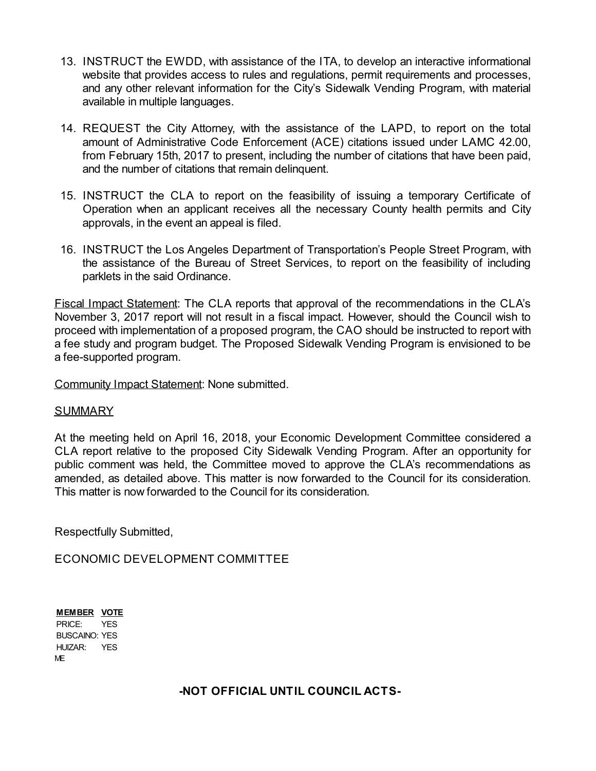13. INSTRUCT the EWDD, with assistance of the ITA, to develop an interactive informational website that provides access to rules and regulations, permit requirements and processes, and any other relevant information for the City's Sidewalk Vending Program, with material available in multiple languages.

14. REQUEST the City Attorney, with the assistance of the LAPD, to report on the total amount of Administrative Code Enforcement (ACE) citations issued under LAMC 42.00, from February 15th, 2017 to present, including the number of citations that have been paid, and the number of citations that remain delinquent.

15. INSTRUCT the CLA to report on the feasibility of issuing a temporary Certificate of Operation when an applicant receives all the necessary County health permits and City approvals, in the event an appeal is filed.

16. INSTRUCT the Los Angeles Department of Transportation's People Street Program, with the assistance of the Bureau of Street Services, to report on the feasibility of including parklets in the said Ordinance.

<u>Fiscal Impact Statement</u>: The CLA reports that approval of the recommendations in the CLA's November 3, 2017 report will not result in a fiscal impact. However, should the Council wish to proceed with implementation of a proposed program, the CAO should be instructed to report with a fee study and program budget. The Proposed Sidewalk Vending Program is envisioned to be a fee-supported program.

<u>Community Impact Statement</u>: None submitted.

<u>SUMMARY</u>

At the meeting held on April 16, 2018, your Economic Development Committee considered a CLA report relative to the proposed City Sidewalk Vending Program. After an opportunity for public comment was held, the Committee moved to approve the CLA's recommendations as amended, as detailed above. This matter is now forwarded to the Council for its consideration. This matter is now forwarded to the Council for its consideration.

Respectfully Submitted,

ECONOMIC DEVELOPMENT COMMITTEE

| MEMBER | VOTE |
|---|---|
| PRICE: | YES |
| BUSCAINO: | YES |
| HUIZAR: | YES |

ME

**-NOT OFFICIAL UNTIL COUNCIL ACTS-**